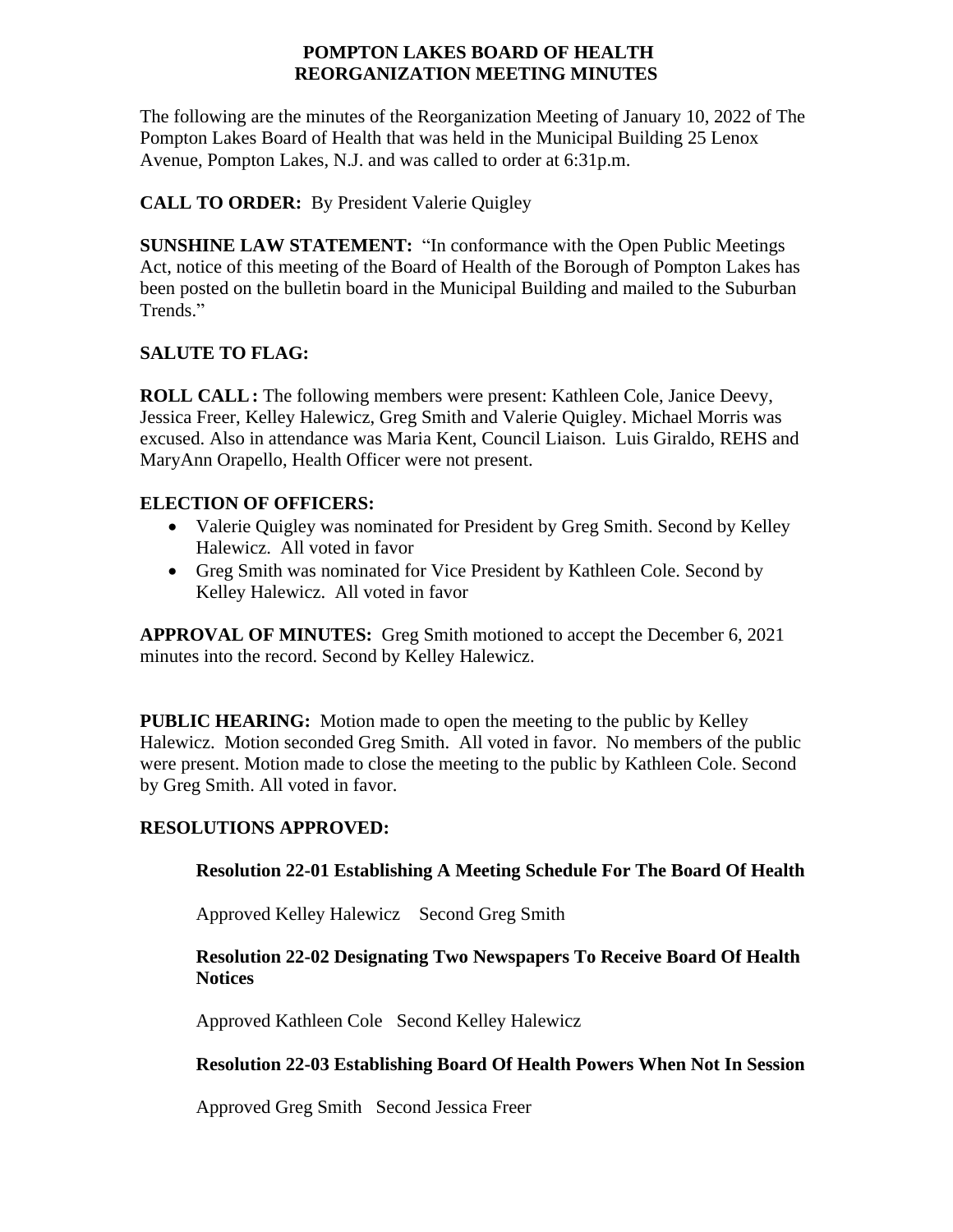# POMPTON LAKES BOARD OF HEALTH
# REORGANIZATION MEETING MINUTES

The following are the minutes of the Reorganization Meeting of January 10, 2022 of The Pompton Lakes Board of Health that was held in the Municipal Building 25 Lenox Avenue, Pompton Lakes, N.J. and was called to order at 6:31p.m.

**CALL TO ORDER:** By President Valerie Quigley

**SUNSHINE LAW STATEMENT:** "In conformance with the Open Public Meetings Act, notice of this meeting of the Board of Health of the Borough of Pompton Lakes has been posted on the bulletin board in the Municipal Building and mailed to the Suburban Trends."

**SALUTE TO FLAG:**

**ROLL CALL:** The following members were present: Kathleen Cole, Janice Deevy, Jessica Freer, Kelley Halewicz, Greg Smith and Valerie Quigley. Michael Morris was excused. Also in attendance was Maria Kent, Council Liaison. Luis Giraldo, REHS and MaryAnn Orapello, Health Officer were not present.

**ELECTION OF OFFICERS:**

- Valerie Quigley was nominated for President by Greg Smith. Second by Kelley Halewicz. All voted in favor
- Greg Smith was nominated for Vice President by Kathleen Cole. Second by Kelley Halewicz. All voted in favor

**APPROVAL OF MINUTES:** Greg Smith motioned to accept the December 6, 2021 minutes into the record. Second by Kelley Halewicz.

**PUBLIC HEARING:** Motion made to open the meeting to the public by Kelley Halewicz. Motion seconded Greg Smith. All voted in favor. No members of the public were present. Motion made to close the meeting to the public by Kathleen Cole. Second by Greg Smith. All voted in favor.

**RESOLUTIONS APPROVED:**

**Resolution 22-01 Establishing A Meeting Schedule For The Board Of Health**

Approved Kelley Halewicz  Second Greg Smith

**Resolution 22-02 Designating Two Newspapers To Receive Board Of Health Notices**

Approved Kathleen Cole  Second Kelley Halewicz

**Resolution 22-03 Establishing Board Of Health Powers When Not In Session**

Approved Greg Smith  Second Jessica Freer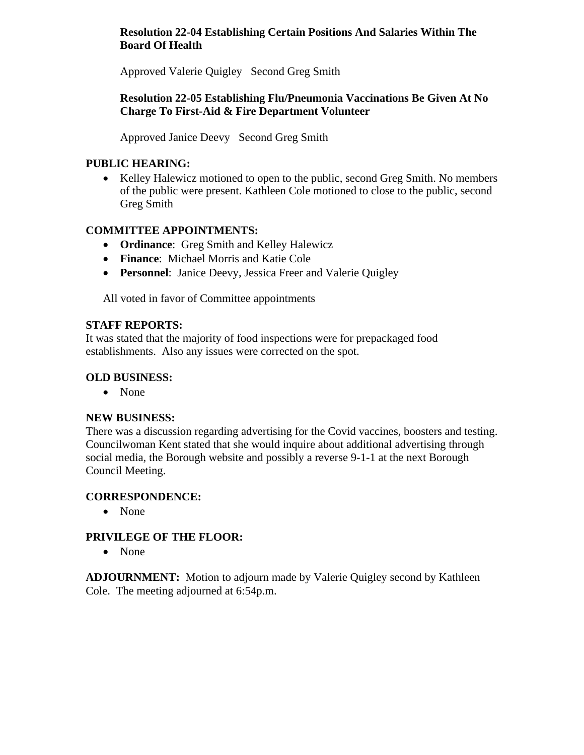**Resolution 22-04 Establishing Certain Positions And Salaries Within The Board Of Health**

Approved Valerie Quigley   Second Greg Smith

**Resolution 22-05 Establishing Flu/Pneumonia Vaccinations Be Given At No Charge To First-Aid & Fire Department Volunteer**

Approved Janice Deevy   Second Greg Smith

**PUBLIC HEARING:**

- Kelley Halewicz motioned to open to the public, second Greg Smith. No members of the public were present. Kathleen Cole motioned to close to the public, second Greg Smith

**COMMITTEE APPOINTMENTS:**

- **Ordinance**: Greg Smith and Kelley Halewicz
- **Finance**: Michael Morris and Katie Cole
- **Personnel**: Janice Deevy, Jessica Freer and Valerie Quigley

All voted in favor of Committee appointments

**STAFF REPORTS:**

It was stated that the majority of food inspections were for prepackaged food establishments. Also any issues were corrected on the spot.

**OLD BUSINESS:**

- None

**NEW BUSINESS:**

There was a discussion regarding advertising for the Covid vaccines, boosters and testing. Councilwoman Kent stated that she would inquire about additional advertising through social media, the Borough website and possibly a reverse 9-1-1 at the next Borough Council Meeting.

**CORRESPONDENCE:**

- None

**PRIVILEGE OF THE FLOOR:**

- None

**ADJOURNMENT:** Motion to adjourn made by Valerie Quigley second by Kathleen Cole. The meeting adjourned at 6:54p.m.